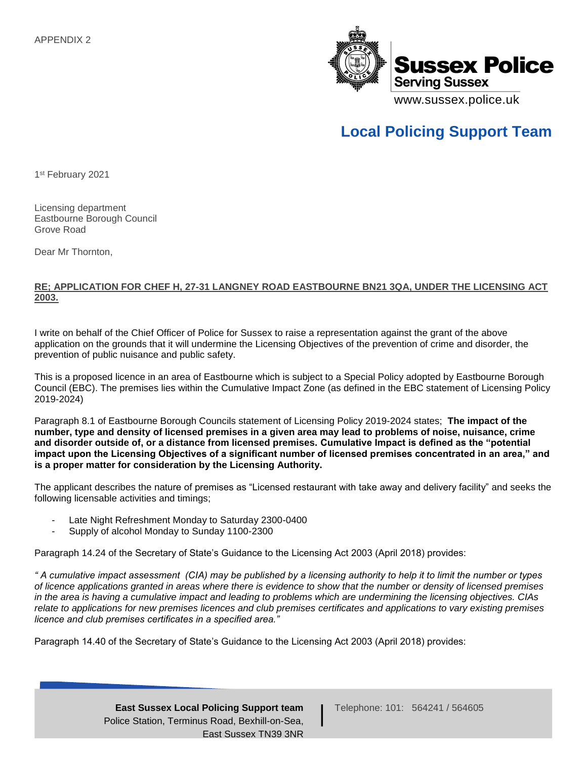APPENDIX 2

Sussex Police
Serving Sussex
www.sussex.police.uk

## Local Policing Support Team

1st February 2021

Licensing department
Eastbourne Borough Council
Grove Road

Dear Mr Thornton,

**RE; APPLICATION FOR CHEF H, 27-31 LANGNEY ROAD EASTBOURNE BN21 3QA, UNDER THE LICENSING ACT 2003.**

I write on behalf of the Chief Officer of Police for Sussex to raise a representation against the grant of the above application on the grounds that it will undermine the Licensing Objectives of the prevention of crime and disorder, the prevention of public nuisance and public safety.

This is a proposed licence in an area of Eastbourne which is subject to a Special Policy adopted by Eastbourne Borough Council (EBC). The premises lies within the Cumulative Impact Zone (as defined in the EBC statement of Licensing Policy 2019-2024)

Paragraph 8.1 of Eastbourne Borough Councils statement of Licensing Policy 2019-2024 states; **The impact of the number, type and density of licensed premises in a given area may lead to problems of noise, nuisance, crime and disorder outside of, or a distance from licensed premises. Cumulative Impact is defined as the "potential impact upon the Licensing Objectives of a significant number of licensed premises concentrated in an area," and is a proper matter for consideration by the Licensing Authority.**

The applicant describes the nature of premises as "Licensed restaurant with take away and delivery facility" and seeks the following licensable activities and timings;

- Late Night Refreshment Monday to Saturday 2300-0400
- Supply of alcohol Monday to Sunday 1100-2300

Paragraph 14.24 of the Secretary of State's Guidance to the Licensing Act 2003 (April 2018) provides:

*" A cumulative impact assessment (CIA) may be published by a licensing authority to help it to limit the number or types of licence applications granted in areas where there is evidence to show that the number or density of licensed premises in the area is having a cumulative impact and leading to problems which are undermining the licensing objectives. CIAs relate to applications for new premises licences and club premises certificates and applications to vary existing premises licence and club premises certificates in a specified area."*

Paragraph 14.40 of the Secretary of State's Guidance to the Licensing Act 2003 (April 2018) provides:

**East Sussex Local Policing Support team**
Police Station, Terminus Road, Bexhill-on-Sea,
East Sussex TN39 3NR

Telephone: 101: 564241 / 564605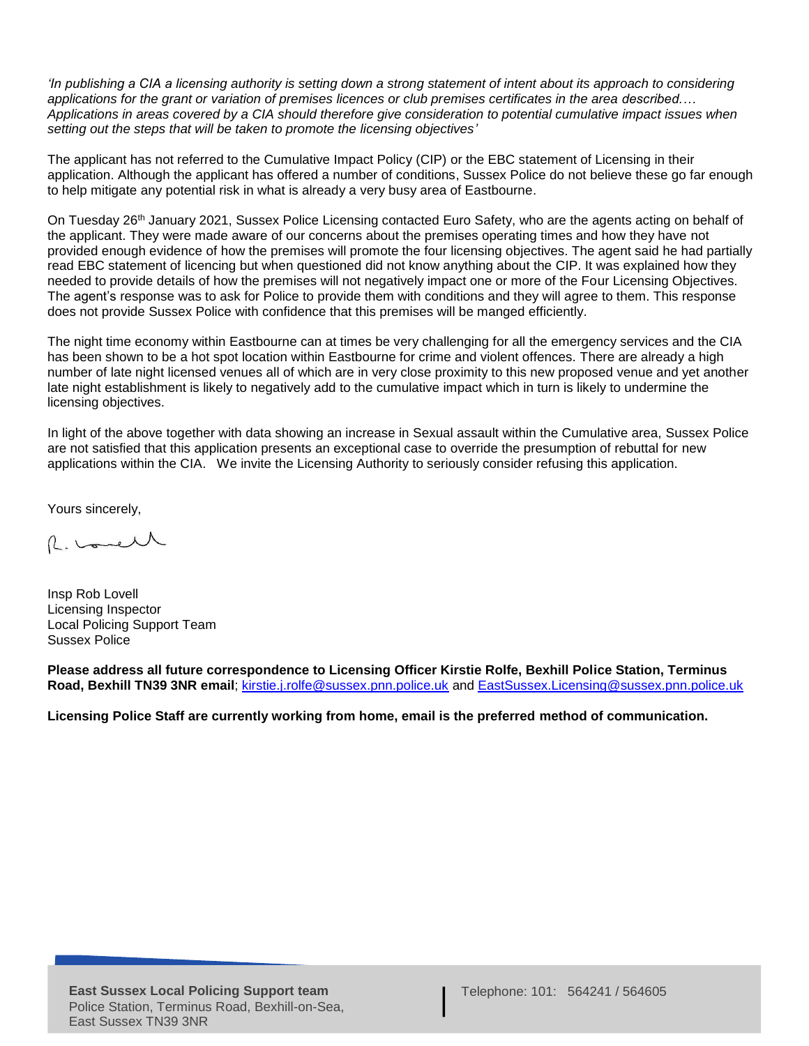*'In publishing a CIA a licensing authority is setting down a strong statement of intent about its approach to considering applications for the grant or variation of premises licences or club premises certificates in the area described.… Applications in areas covered by a CIA should therefore give consideration to potential cumulative impact issues when setting out the steps that will be taken to promote the licensing objectives'*

The applicant has not referred to the Cumulative Impact Policy (CIP) or the EBC statement of Licensing in their application. Although the applicant has offered a number of conditions, Sussex Police do not believe these go far enough to help mitigate any potential risk in what is already a very busy area of Eastbourne.

On Tuesday 26th January 2021, Sussex Police Licensing contacted Euro Safety, who are the agents acting on behalf of the applicant. They were made aware of our concerns about the premises operating times and how they have not provided enough evidence of how the premises will promote the four licensing objectives. The agent said he had partially read EBC statement of licencing but when questioned did not know anything about the CIP. It was explained how they needed to provide details of how the premises will not negatively impact one or more of the Four Licensing Objectives. The agent's response was to ask for Police to provide them with conditions and they will agree to them. This response does not provide Sussex Police with confidence that this premises will be manged efficiently.

The night time economy within Eastbourne can at times be very challenging for all the emergency services and the CIA has been shown to be a hot spot location within Eastbourne for crime and violent offences. There are already a high number of late night licensed venues all of which are in very close proximity to this new proposed venue and yet another late night establishment is likely to negatively add to the cumulative impact which in turn is likely to undermine the licensing objectives.

In light of the above together with data showing an increase in Sexual assault within the Cumulative area, Sussex Police are not satisfied that this application presents an exceptional case to override the presumption of rebuttal for new applications within the CIA. We invite the Licensing Authority to seriously consider refusing this application.

Yours sincerely,

R. Lovell

Insp Rob Lovell
Licensing Inspector
Local Policing Support Team
Sussex Police

**Please address all future correspondence to Licensing Officer Kirstie Rolfe, Bexhill Police Station, Terminus Road, Bexhill TN39 3NR email**; kirstie.j.rolfe@sussex.pnn.police.uk and EastSussex.Licensing@sussex.pnn.police.uk

**Licensing Police Staff are currently working from home, email is the preferred method of communication.**

**East Sussex Local Policing Support team**
Police Station, Terminus Road, Bexhill-on-Sea,
East Sussex TN39 3NR

Telephone: 101: 564241 / 564605